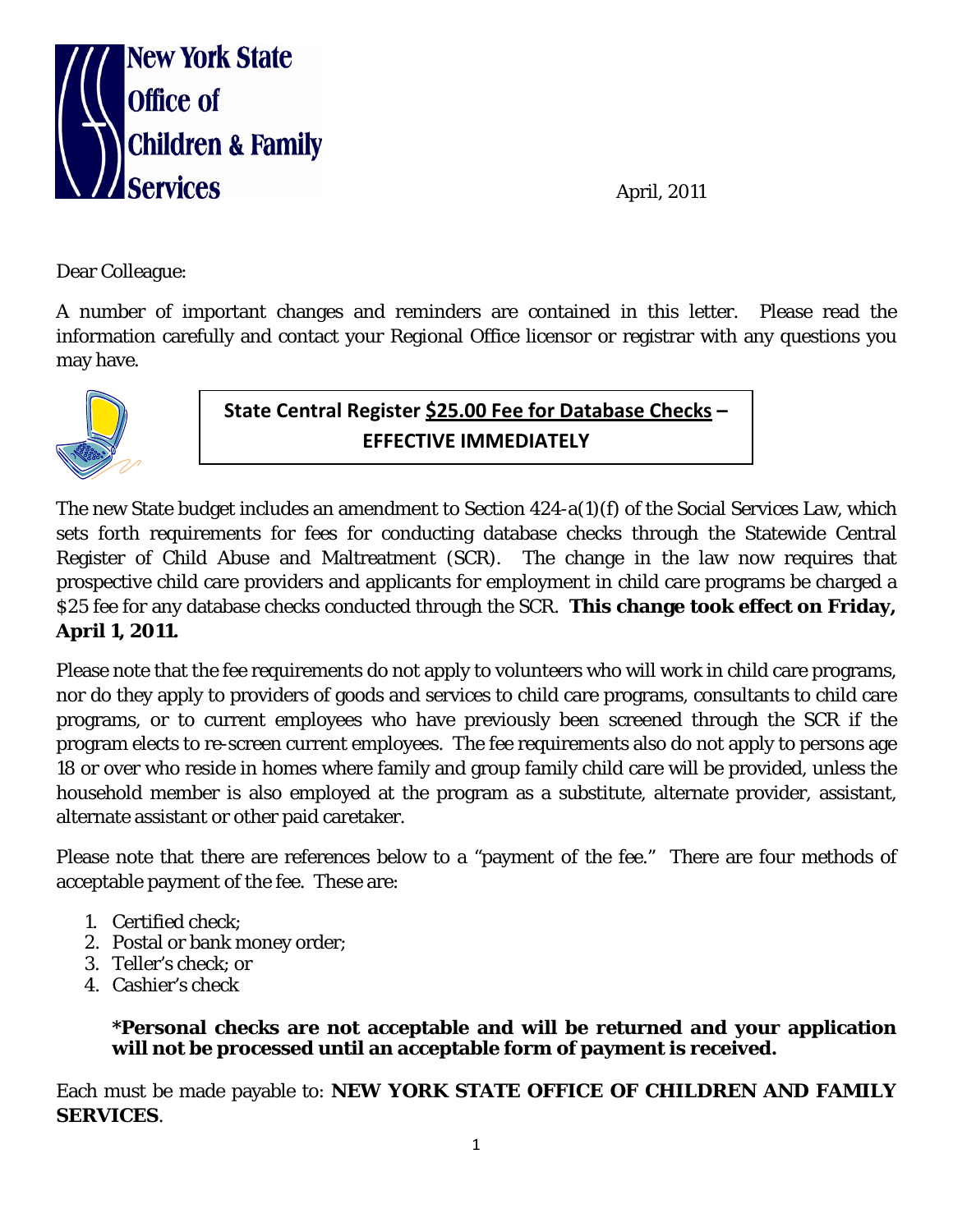**New York State Office of Children & Family Services**

April, 2011

Dear Colleague:

A number of important changes and reminders are contained in this letter. Please read the information carefully and contact your Regional Office licensor or registrar with any questions you may have.

## State Central Register <u>$25.00 Fee for Database Checks</u> – EFFECTIVE IMMEDIATELY

The new State budget includes an amendment to Section 424-a(1)(f) of the Social Services Law, which sets forth requirements for fees for conducting database checks through the Statewide Central Register of Child Abuse and Maltreatment (SCR). The change in the law now requires that prospective child care providers and applicants for employment in child care programs be charged a $25 fee for any database checks conducted through the SCR. **This change took effect on Friday, April 1, 2011.**

Please note that the fee requirements do not apply to volunteers who will work in child care programs, nor do they apply to providers of goods and services to child care programs, consultants to child care programs, or to current employees who have previously been screened through the SCR if the program elects to re-screen current employees. The fee requirements also do not apply to persons age 18 or over who reside in homes where family and group family child care will be provided, unless the household member is also employed at the program as a substitute, alternate provider, assistant, alternate assistant or other paid caretaker.

Please note that there are references below to a "payment of the fee." There are four methods of acceptable payment of the fee. These are:

1. Certified check;
2. Postal or bank money order;
3. Teller's check; or
4. Cashier's check

> ***Personal checks are not acceptable and will be returned and your application will not be processed until an acceptable form of payment is received.**

Each must be made payable to: **NEW YORK STATE OFFICE OF CHILDREN AND FAMILY SERVICES**.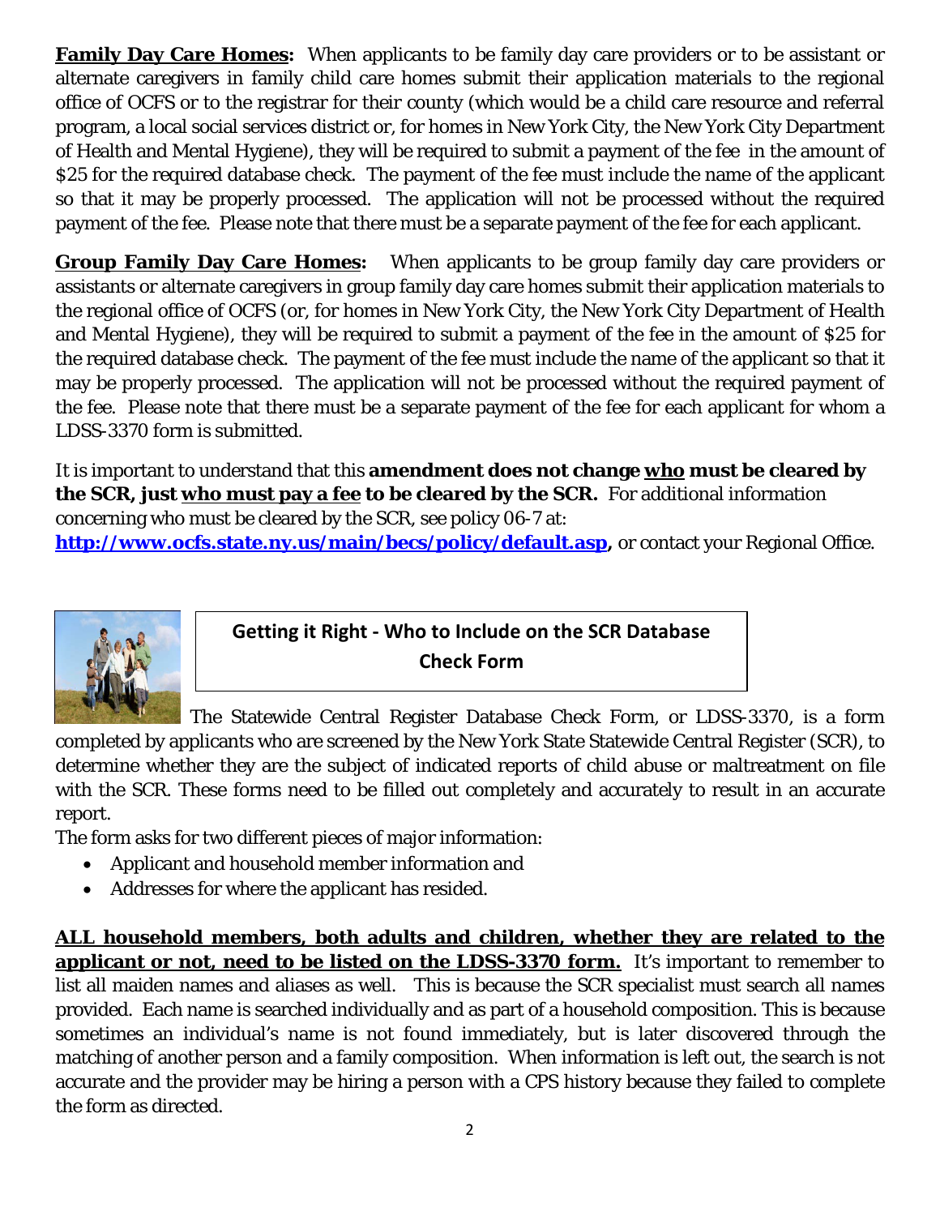**Family Day Care Homes:** When applicants to be family day care providers or to be assistant or alternate caregivers in family child care homes submit their application materials to the regional office of OCFS or to the registrar for their county (which would be a child care resource and referral program, a local social services district or, for homes in New York City, the New York City Department of Health and Mental Hygiene), they will be required to submit a payment of the fee in the amount of $25 for the required database check. The payment of the fee must include the name of the applicant so that it may be properly processed. The application will not be processed without the required payment of the fee. Please note that there must be a separate payment of the fee for each applicant.

**Group Family Day Care Homes:** When applicants to be group family day care providers or assistants or alternate caregivers in group family day care homes submit their application materials to the regional office of OCFS (or, for homes in New York City, the New York City Department of Health and Mental Hygiene), they will be required to submit a payment of the fee in the amount of $25 for the required database check. The payment of the fee must include the name of the applicant so that it may be properly processed. The application will not be processed without the required payment of the fee. Please note that there must be a separate payment of the fee for each applicant for whom a LDSS-3370 form is submitted.

It is important to understand that this **amendment does not change who must be cleared by the SCR, just who must pay a fee to be cleared by the SCR.** For additional information concerning who must be cleared by the SCR, see policy 06-7 at: **http://www.ocfs.state.ny.us/main/becs/policy/default.asp,** or contact your Regional Office.

## Getting it Right - Who to Include on the SCR Database Check Form

The Statewide Central Register Database Check Form, or LDSS-3370, is a form completed by applicants who are screened by the New York State Statewide Central Register (SCR), to determine whether they are the subject of indicated reports of child abuse or maltreatment on file with the SCR. These forms need to be filled out completely and accurately to result in an accurate report.

The form asks for two different pieces of major information:

- Applicant and household member information and
- Addresses for where the applicant has resided.

**ALL household members, both adults and children, whether they are related to the applicant or not, need to be listed on the LDSS-3370 form.** It's important to remember to list all maiden names and aliases as well. This is because the SCR specialist must search all names provided. Each name is searched individually and as part of a household composition. This is because sometimes an individual's name is not found immediately, but is later discovered through the matching of another person and a family composition. When information is left out, the search is not accurate and the provider may be hiring a person with a CPS history because they failed to complete the form as directed.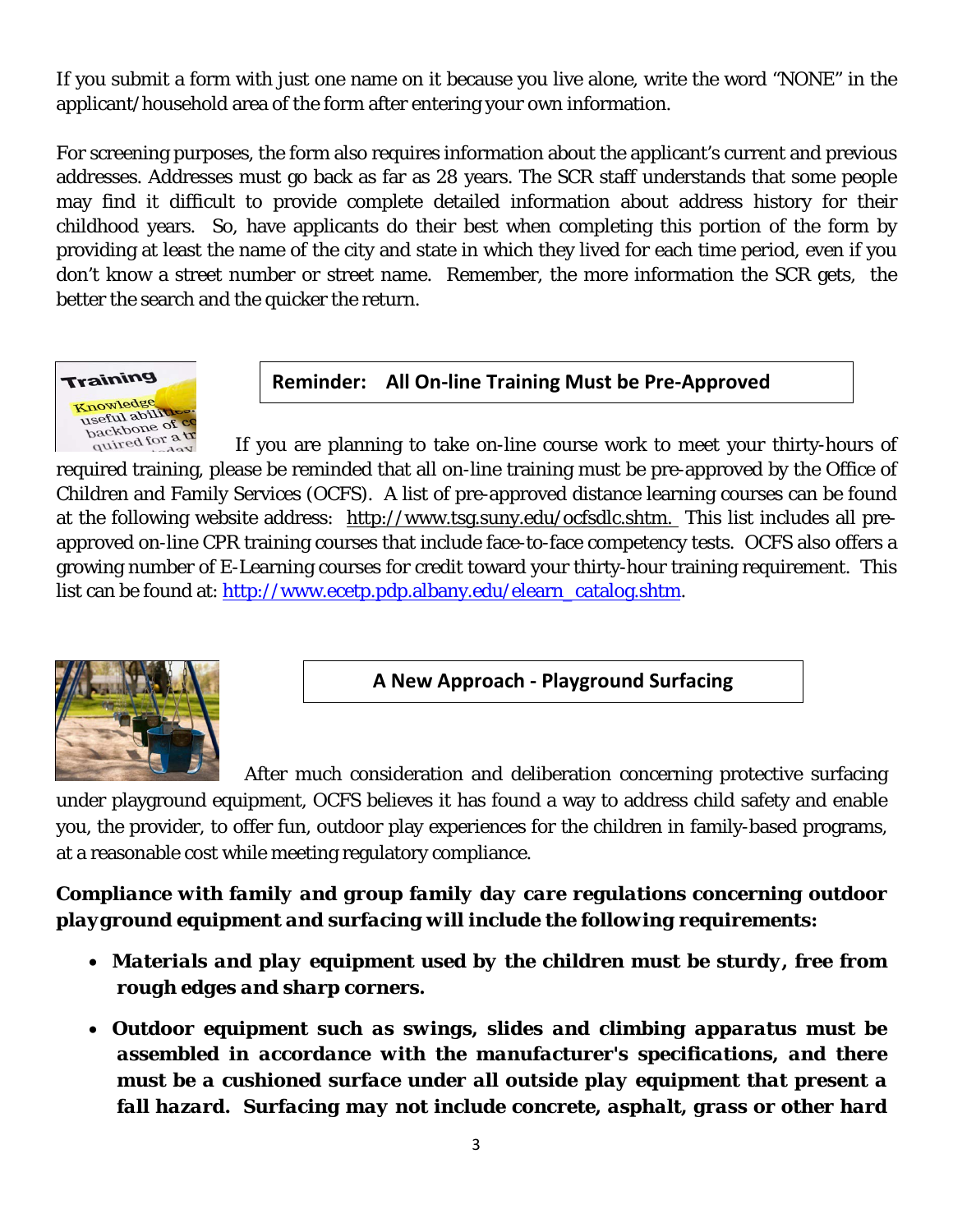If you submit a form with just one name on it because you live alone, write the word "NONE" in the applicant/household area of the form after entering your own information.

For screening purposes, the form also requires information about the applicant's current and previous addresses. Addresses must go back as far as 28 years. The SCR staff understands that some people may find it difficult to provide complete detailed information about address history for their childhood years. So, have applicants do their best when completing this portion of the form by providing at least the name of the city and state in which they lived for each time period, even if you don't know a street number or street name. Remember, the more information the SCR gets, the better the search and the quicker the return.

## Reminder: All On-line Training Must be Pre-Approved

If you are planning to take on-line course work to meet your thirty-hours of required training, please be reminded that all on-line training must be pre-approved by the Office of Children and Family Services (OCFS). A list of pre-approved distance learning courses can be found at the following website address: http://www.tsg.suny.edu/ocfsdlc.shtm. This list includes all pre-approved on-line CPR training courses that include face-to-face competency tests. OCFS also offers a growing number of E-Learning courses for credit toward your thirty-hour training requirement. This list can be found at: http://www.ecetp.pdp.albany.edu/elearn_catalog.shtm.

## A New Approach - Playground Surfacing

After much consideration and deliberation concerning protective surfacing under playground equipment, OCFS believes it has found a way to address child safety and enable you, the provider, to offer fun, outdoor play experiences for the children in family-based programs, at a reasonable cost while meeting regulatory compliance.

***Compliance with family and group family day care regulations concerning outdoor playground equipment and surfacing will include the following requirements:***

- ***Materials and play equipment used by the children must be sturdy, free from rough edges and sharp corners.***
- ***Outdoor equipment such as swings, slides and climbing apparatus must be assembled in accordance with the manufacturer's specifications, and there must be a cushioned surface under all outside play equipment that present a fall hazard. Surfacing may not include concrete, asphalt, grass or other hard***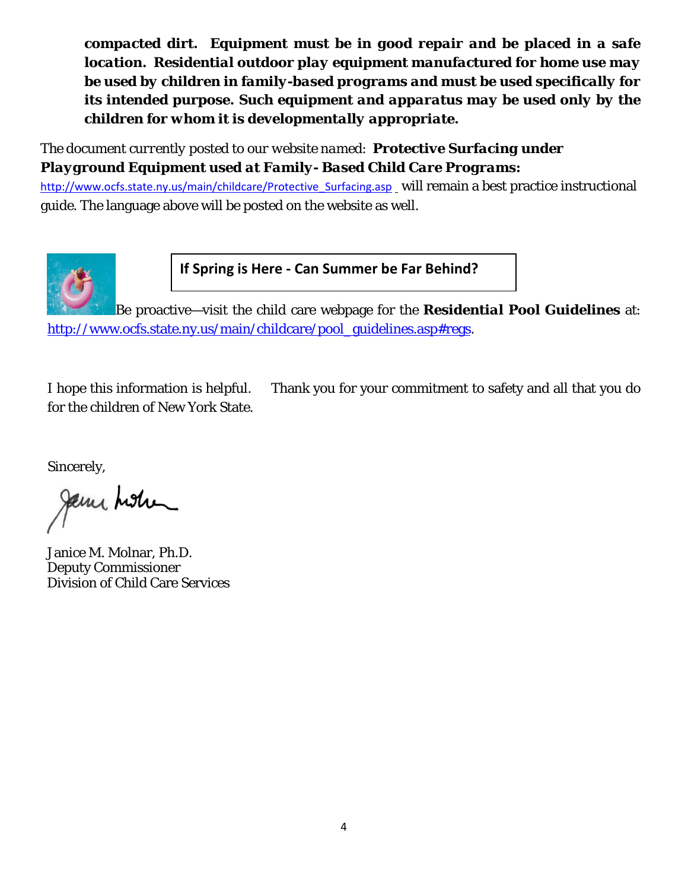***compacted dirt. Equipment must be in good repair and be placed in a safe location. Residential outdoor play equipment manufactured for home use may be used by children in family-based programs and must be used specifically for its intended purpose. Such equipment and apparatus may be used only by the children for whom it is developmentally appropriate.***

The document currently posted to our website named: ***Protective Surfacing under Playground Equipment used at Family- Based Child Care Programs:*** http://www.ocfs.state.ny.us/main/childcare/Protective_Surfacing.asp will remain a best practice instructional guide. The language above will be posted on the website as well.

**If Spring is Here - Can Summer be Far Behind?**

Be proactive—visit the child care webpage for the **Residential Pool Guidelines** at: http://www.ocfs.state.ny.us/main/childcare/pool_guidelines.asp#regs.

I hope this information is helpful. Thank you for your commitment to safety and all that you do for the children of New York State.

Sincerely,

Janice M. Molnar, Ph.D.
Deputy Commissioner
Division of Child Care Services